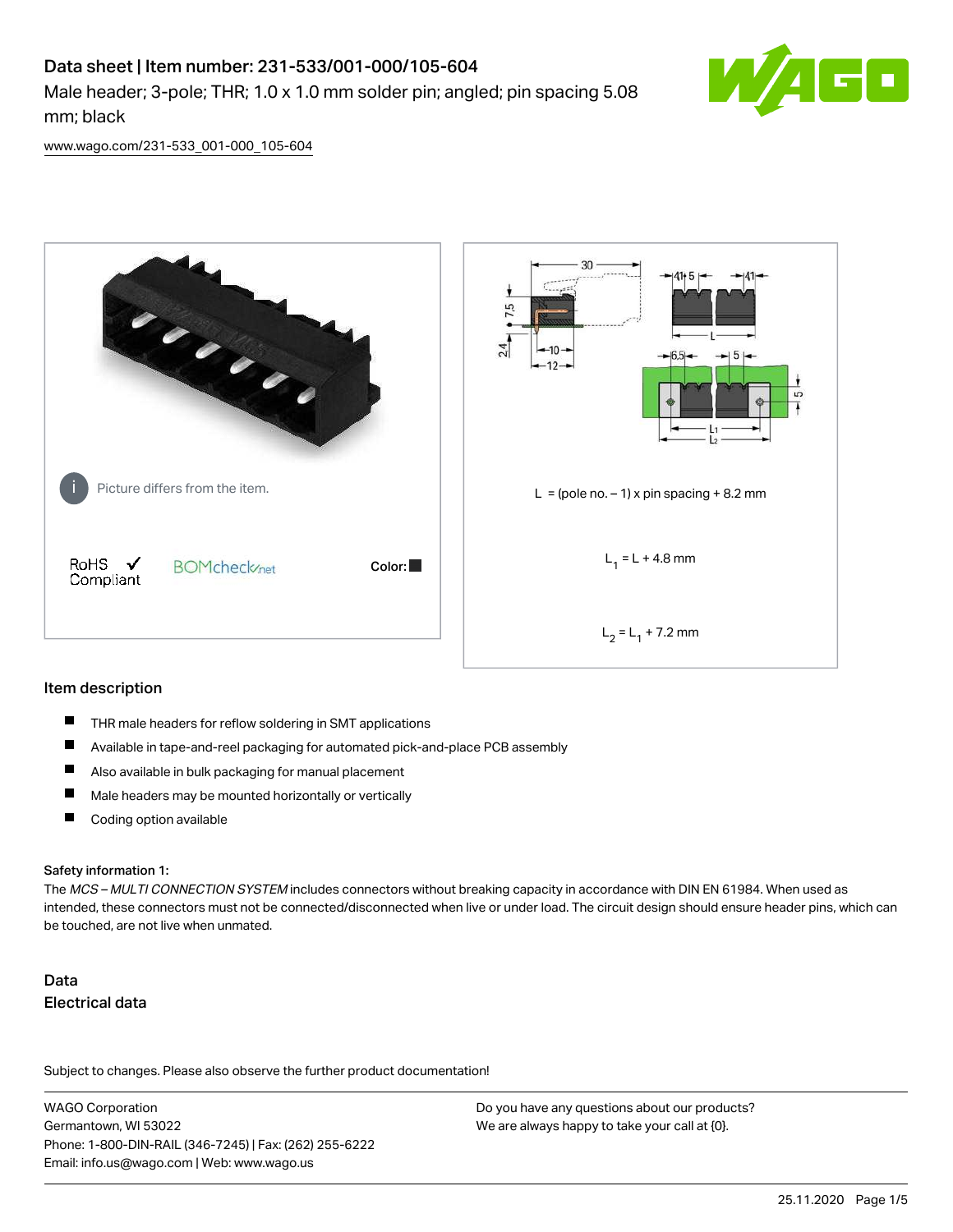# Data sheet | Item number: 231-533/001-000/105-604

Male header; 3-pole; THR; 1.0 x 1.0 mm solder pin; angled; pin spacing 5.08 mm; black

www.wago.com/231-533_001-000_105-604

Picture differs from the item.

RoHS Compliant

Color:

L = (pole no. – 1) x pin spacing + 8.2 mm

$L_1$ = L + 4.8 mm

$L_2$ = $L_1$ + 7.2 mm

## Item description

- THR male headers for reflow soldering in SMT applications
- Available in tape-and-reel packaging for automated pick-and-place PCB assembly
- Also available in bulk packaging for manual placement
- Male headers may be mounted horizontally or vertically
- Coding option available

**Safety information 1:**

The *MCS – MULTI CONNECTION SYSTEM* includes connectors without breaking capacity in accordance with DIN EN 61984. When used as intended, these connectors must not be connected/disconnected when live or under load. The circuit design should ensure header pins, which can be touched, are not live when unmated.

## Data

### Electrical data

Subject to changes. Please also observe the further product documentation!

WAGO Corporation
Germantown, WI 53022
Phone: 1-800-DIN-RAIL (346-7245) | Fax: (262) 255-6222
Email: info.us@wago.com | Web: www.wago.us

Do you have any questions about our products?
We are always happy to take your call at {0}.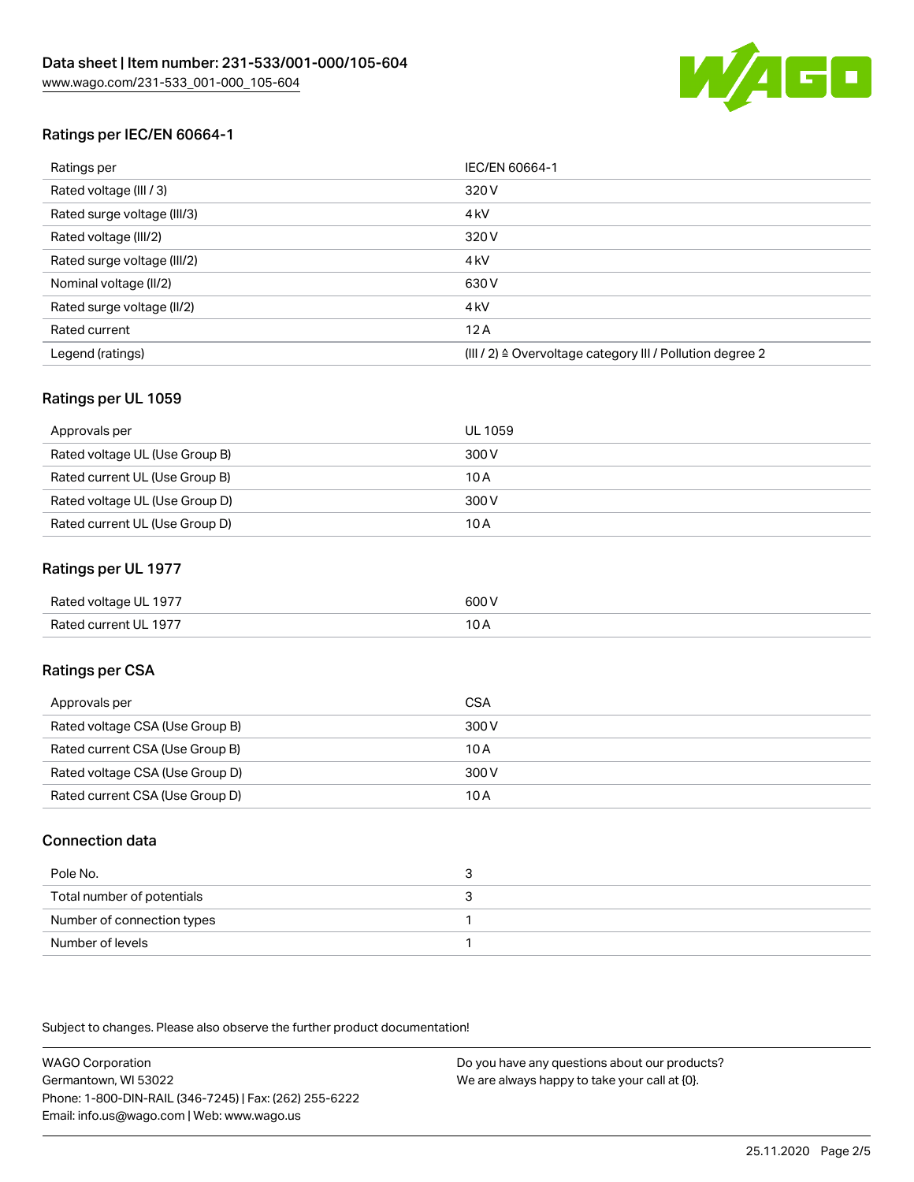## Ratings per IEC/EN 60664-1

| Ratings per | IEC/EN 60664-1 |
|---|---|
| Rated voltage (III / 3) | 320 V |
| Rated surge voltage (III/3) | 4 kV |
| Rated voltage (III/2) | 320 V |
| Rated surge voltage (III/2) | 4 kV |
| Nominal voltage (II/2) | 630 V |
| Rated surge voltage (II/2) | 4 kV |
| Rated current | 12 A |
| Legend (ratings) | (III / 2) ≙ Overvoltage category III / Pollution degree 2 |

## Ratings per UL 1059

| Approvals per | UL 1059 |
|---|---|
| Rated voltage UL (Use Group B) | 300 V |
| Rated current UL (Use Group B) | 10 A |
| Rated voltage UL (Use Group D) | 300 V |
| Rated current UL (Use Group D) | 10 A |

## Ratings per UL 1977

| | |
|---|---|
| Rated voltage UL 1977 | 600 V |
| Rated current UL 1977 | 10 A |

## Ratings per CSA

| Approvals per | CSA |
|---|---|
| Rated voltage CSA (Use Group B) | 300 V |
| Rated current CSA (Use Group B) | 10 A |
| Rated voltage CSA (Use Group D) | 300 V |
| Rated current CSA (Use Group D) | 10 A |

## Connection data

| | |
|---|---|
| Pole No. | 3 |
| Total number of potentials | 3 |
| Number of connection types | 1 |
| Number of levels | 1 |

Subject to changes. Please also observe the further product documentation!

WAGO Corporation
Germantown, WI 53022
Phone: 1-800-DIN-RAIL (346-7245) | Fax: (262) 255-6222
Email: info.us@wago.com | Web: www.wago.us

Do you have any questions about our products?
We are always happy to take your call at {0}.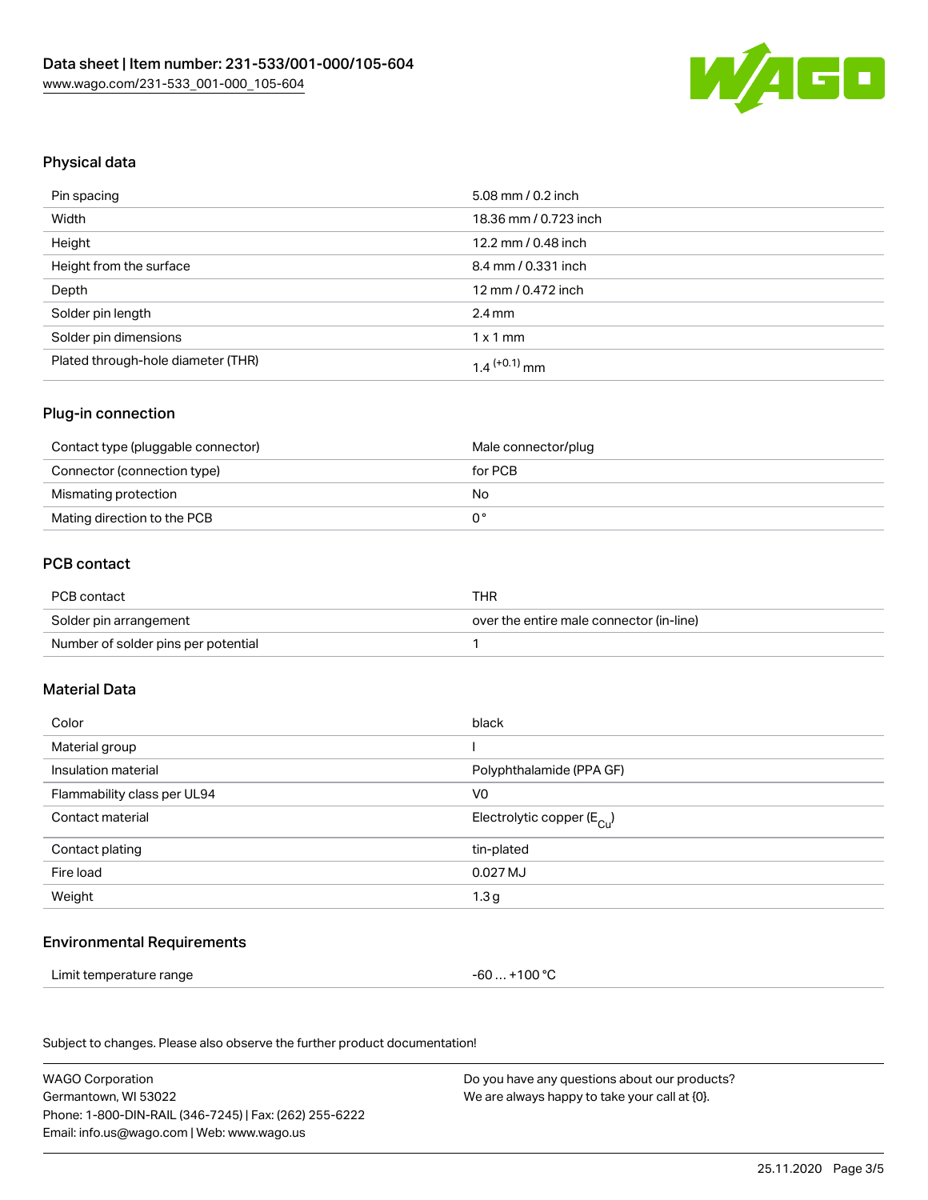## Physical data

| Pin spacing | 5.08 mm / 0.2 inch |
|---|---|
| Width | 18.36 mm / 0.723 inch |
| Height | 12.2 mm / 0.48 inch |
| Height from the surface | 8.4 mm / 0.331 inch |
| Depth | 12 mm / 0.472 inch |
| Solder pin length | 2.4 mm |
| Solder pin dimensions | 1 x 1 mm |
| Plated through-hole diameter (THR) | $1.4^{(+0.1)}$ mm |

## Plug-in connection

| Contact type (pluggable connector) | Male connector/plug |
|---|---|
| Connector (connection type) | for PCB |
| Mismating protection | No |
| Mating direction to the PCB | 0° |

## PCB contact

| PCB contact | THR |
|---|---|
| Solder pin arrangement | over the entire male connector (in-line) |
| Number of solder pins per potential | 1 |

## Material Data

| Color | black |
|---|---|
| Material group | I |
| Insulation material | Polyphthalamide (PPA GF) |
| Flammability class per UL94 | V0 |
| Contact material | Electrolytic copper ($E_{Cu}$) |
| Contact plating | tin-plated |
| Fire load | 0.027 MJ |
| Weight | 1.3 g |

## Environmental Requirements

| Limit temperature range | -60 … +100 °C |
|---|---|

Subject to changes. Please also observe the further product documentation!

WAGO Corporation
Germantown, WI 53022
Phone: 1-800-DIN-RAIL (346-7245) | Fax: (262) 255-6222
Email: info.us@wago.com | Web: www.wago.us

Do you have any questions about our products?
We are always happy to take your call at {0}.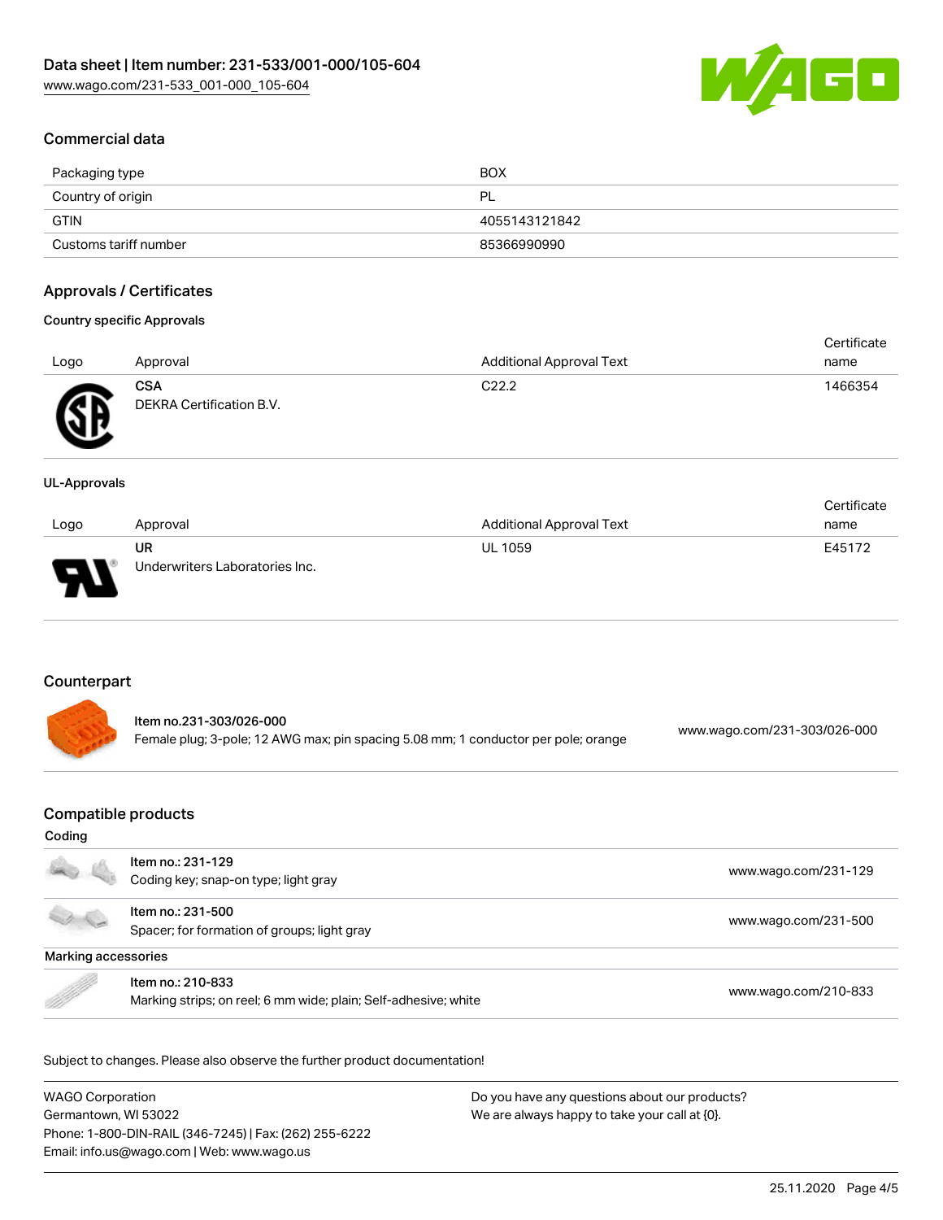## Commercial data

| Packaging type | BOX |
| --- | --- |
| Country of origin | PL |
| GTIN | 4055143121842 |
| Customs tariff number | 85366990990 |

## Approvals / Certificates

### Country specific Approvals

| Logo | Approval | Additional Approval Text | Certificate name |
| --- | --- | --- | --- |
| | **CSA**<br>DEKRA Certification B.V. | C22.2 | 1466354 |

### UL-Approvals

| Logo | Approval | Additional Approval Text | Certificate name |
| --- | --- | --- | --- |
| | **UR**<br>Underwriters Laboratories Inc. | UL 1059 | E45172 |

## Counterpart

| | | |
| --- | --- | --- |
| | Item no.231-303/026-000<br>Female plug; 3-pole; 12 AWG max; pin spacing 5.08 mm; 1 conductor per pole; orange | www.wago.com/231-303/026-000 |

## Compatible products

### Coding

| | | |
| --- | --- | --- |
| | Item no.: 231-129<br>Coding key; snap-on type; light gray | www.wago.com/231-129 |
| | Item no.: 231-500<br>Spacer; for formation of groups; light gray | www.wago.com/231-500 |

### Marking accessories

| | | |
| --- | --- | --- |
| | Item no.: 210-833<br>Marking strips; on reel; 6 mm wide; plain; Self-adhesive; white | www.wago.com/210-833 |

Subject to changes. Please also observe the further product documentation!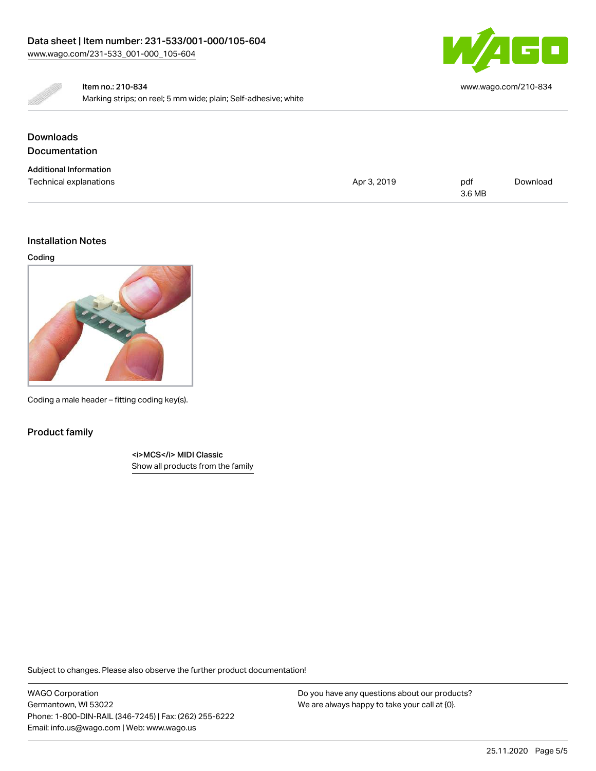Item no.: 210-834

Marking strips; on reel; 5 mm wide; plain; Self-adhesive; white

www.wago.com/210-834

## Downloads

### Documentation

**Additional Information**

| | | | |
|---|---|---|---|
| Technical explanations | Apr 3, 2019 | pdf 3.6 MB | Download |

## Installation Notes

**Coding**

Coding a male header – fitting coding key(s).

## Product family

<i>MCS</i> MIDI Classic

Show all products from the family

Subject to changes. Please also observe the further product documentation!

WAGO Corporation
Germantown, WI 53022
Phone: 1-800-DIN-RAIL (346-7245) | Fax: (262) 255-6222
Email: info.us@wago.com | Web: www.wago.us

Do you have any questions about our products?
We are always happy to take your call at {0}.

25.11.2020